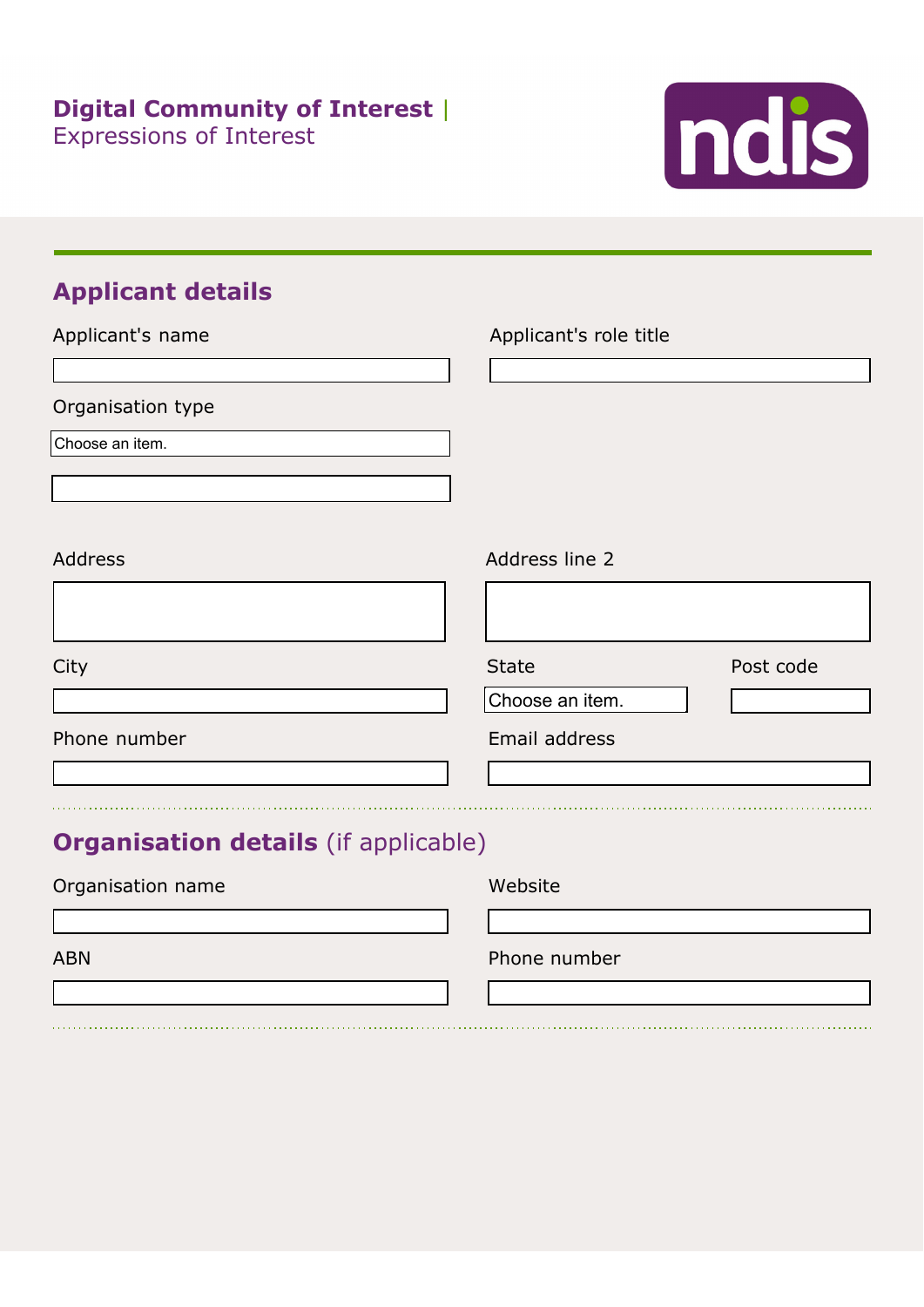**Digital Community of Interest** | Expressions of Interest

ndis

## Applicant details

Applicant's name

Applicant's role title

Organisation type

Choose an item.

Address

Address line 2

City

State

Choose an item.

Post code

Phone number

Email address

## Organisation details (if applicable)

Organisation name

Website

ABN

Phone number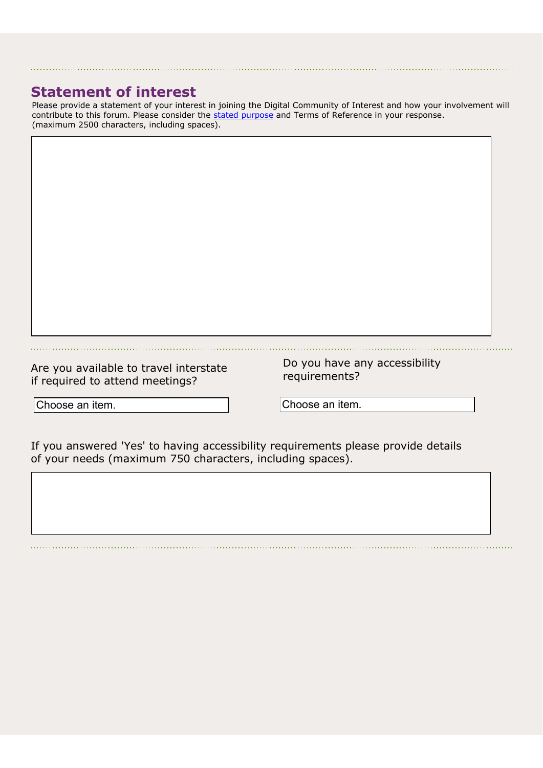## Statement of interest

Please provide a statement of your interest in joining the Digital Community of Interest and how your involvement will contribute to this forum. Please consider the [stated purpose]() and Terms of Reference in your response. (maximum 2500 characters, including spaces).

Are you available to travel interstate if required to attend meetings?

Choose an item.

Do you have any accessibility requirements?

Choose an item.

If you answered 'Yes' to having accessibility requirements please provide details of your needs (maximum 750 characters, including spaces).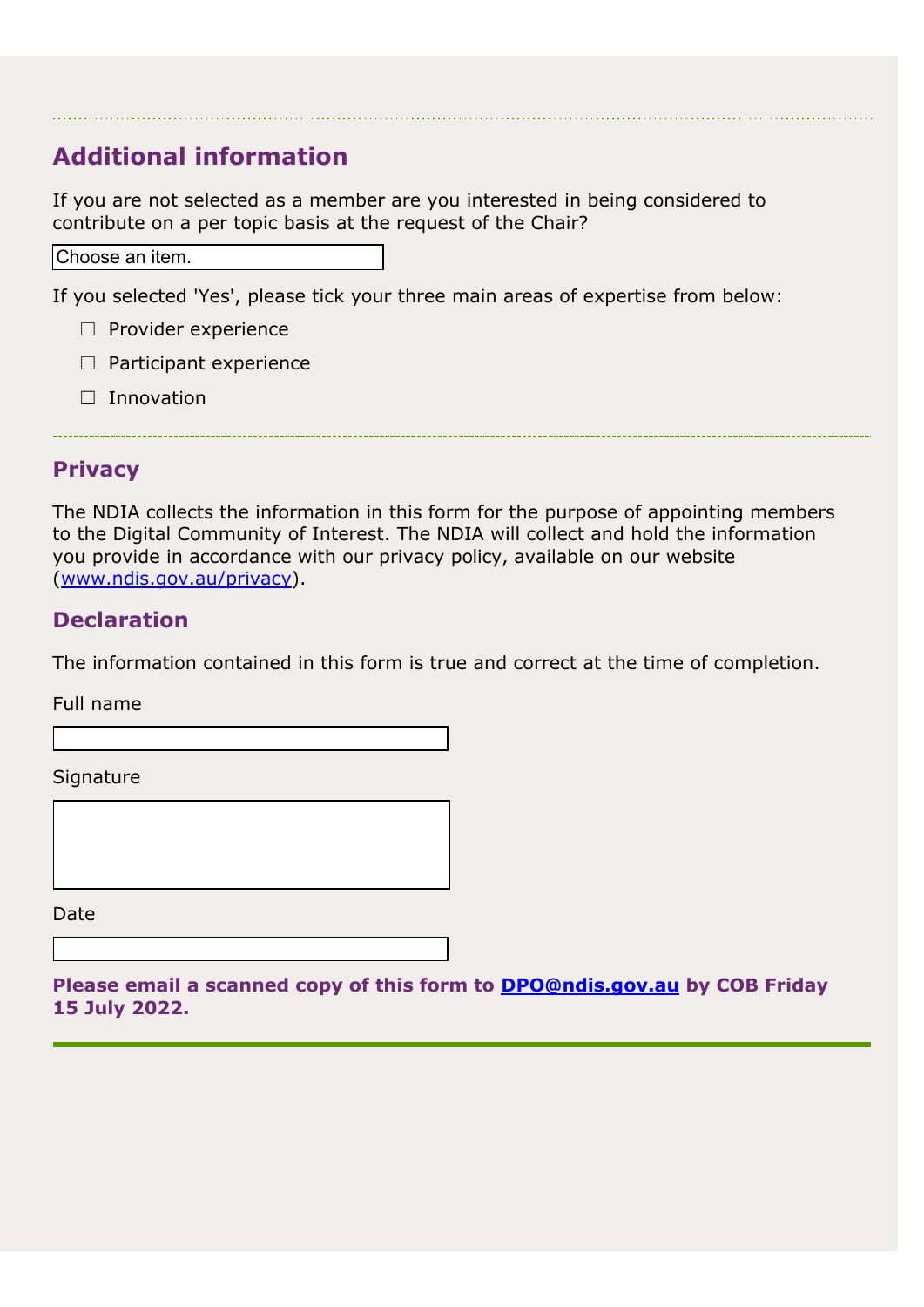## Additional information

If you are not selected as a member are you interested in being considered to contribute on a per topic basis at the request of the Chair?

Choose an item.

If you selected 'Yes', please tick your three main areas of expertise from below:

- ☐ Provider experience
- ☐ Participant experience
- ☐ Innovation

---

### Privacy

The NDIA collects the information in this form for the purpose of appointing members to the Digital Community of Interest. The NDIA will collect and hold the information you provide in accordance with our privacy policy, available on our website ([www.ndis.gov.au/privacy](www.ndis.gov.au/privacy)).

### Declaration

The information contained in this form is true and correct at the time of completion.

Full name

Signature

Date

**Please email a scanned copy of this form to [DPO@ndis.gov.au](mailto:DPO@ndis.gov.au) by COB Friday 15 July 2022.**